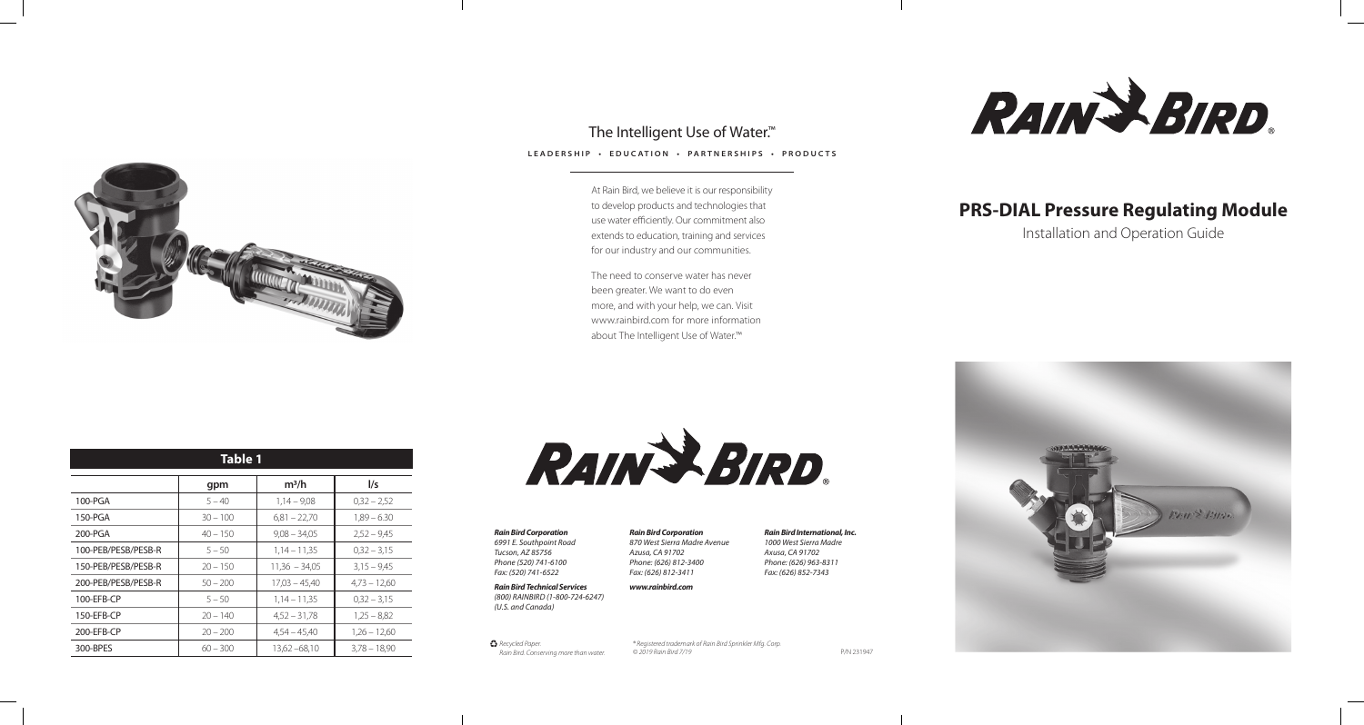# PRS-DIAL Pressure Regulating Module

Installation and Operation Guide

## The Intelligent Use of Water.™

LEADERSHIP • EDUCATION • PARTNERSHIPS • PRODUCTS

At Rain Bird, we believe it is our responsibility to develop products and technologies that use water efficiently. Our commitment also extends to education, training and services for our industry and our communities.

The need to conserve water has never been greater. We want to do even more, and with your help, we can. Visit www.rainbird.com for more information about The Intelligent Use of Water.™

**Table 1**

| | gpm | m³/h | l/s |
|---|---|---|---|
| 100-PGA | 5 – 40 | 1,14 – 9,08 | 0,32 – 2,52 |
| 150-PGA | 30 – 100 | 6,81 – 22,70 | 1,89 – 6.30 |
| 200-PGA | 40 – 150 | 9,08 – 34,05 | 2,52 – 9,45 |
| 100-PEB/PESB/PESB-R | 5 – 50 | 1,14 – 11,35 | 0,32 – 3,15 |
| 150-PEB/PESB/PESB-R | 20 – 150 | 11,36 – 34,05 | 3,15 – 9,45 |
| 200-PEB/PESB/PESB-R | 50 – 200 | 17,03 – 45,40 | 4,73 – 12,60 |
| 100-EFB-CP | 5 – 50 | 1,14 – 11,35 | 0,32 – 3,15 |
| 150-EFB-CP | 20 – 140 | 4,52 – 31,78 | 1,25 – 8,82 |
| 200-EFB-CP | 20 – 200 | 4,54 – 45,40 | 1,26 – 12,60 |
| 300-BPES | 60 – 300 | 13,62 –68,10 | 3,78 – 18,90 |

***Rain Bird Corporation***
*6991 E. Southpoint Road*
*Tucson, AZ 85756*
*Phone (520) 741-6100*
*Fax: (520) 741-6522*

***Rain Bird Technical Services***
*(800) RAINBIRD (1-800-724-6247)*
*(U.S. and Canada)*

***Rain Bird Corporation***
*870 West Sierra Madre Avenue*
*Azusa, CA 91702*
*Phone: (626) 812-3400*
*Fax: (626) 812-3411*

***www.rainbird.com***

***Rain Bird International, Inc.***
*1000 West Sierra Madre*
*Axusa, CA 91702*
*Phone: (626) 963-8311*
*Fax: (626) 852-7343*

*Recycled Paper.*
*Rain Bird. Conserving more than water.*

*® Registered trademark of Rain Bird Sprinkler Mfg. Corp.*
*© 2019 Rain Bird 7/19*

P/N 231947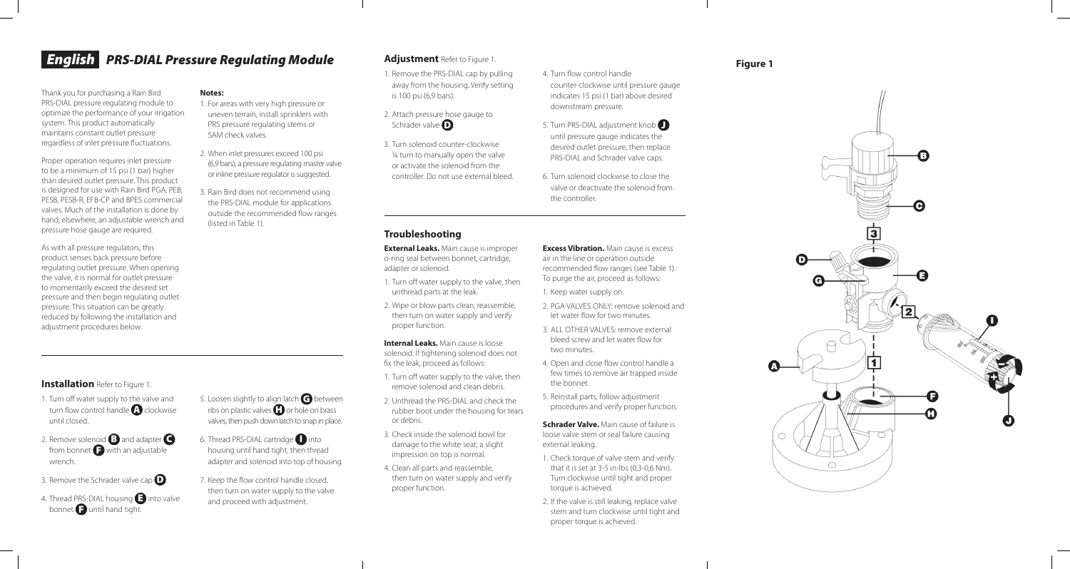# English PRS-DIAL Pressure Regulating Module

Thank you for purchasing a Rain Bird PRS-DIAL pressure regulating module to optimize the performance of your irrigation system. This product automatically maintains constant outlet pressure regardless of inlet pressure fluctuations.

Proper operation requires inlet pressure to be a minimum of 15 psi (1 bar) higher than desired outlet pressure. This product is designed for use with Rain Bird PGA, PEB, PESB, PESB-R, EFB-CP and BPES commercial valves. Much of the installation is done by hand; elsewhere, an adjustable wrench and pressure hose gauge are required.

As with all pressure regulators, this product senses back pressure before regulating outlet pressure. When opening the valve, it is normal for outlet pressure to momentarily exceed the desired set pressure and then begin regulating outlet pressure. This situation can be greatly reduced by following the installation and adjustment procedures below.

**Notes:**

1. For areas with very high pressure or uneven terrain, install sprinklers with PRS pressure regulating stems or SAM check valves.
2. When inlet pressures exceed 100 psi (6,9 bars), a pressure regulating master valve or inline pressure regulator is suggested.
3. Rain Bird does not recommend using the PRS-DIAL module for applications outside the recommended flow ranges (listed in Table 1).

## Installation Refer to Figure 1.

1. Turn off water supply to the valve and turn flow control handle **A** clockwise until closed.
2. Remove solenoid **B** and adapter **C** from bonnet **F** with an adjustable wrench.
3. Remove the Schrader valve cap **D**.
4. Thread PRS-DIAL housing **E** into valve bonnet **F** until hand tight.
5. Loosen slightly to align latch **G** between ribs on plastic valves **H** or hole on brass valves, then push down latch to snap in place.
6. Thread PRS-DIAL cartridge **I** into housing until hand tight, then thread adapter and solenoid into top of housing.
7. Keep the flow control handle closed, then turn on water supply to the valve and proceed with adjustment.

## Adjustment Refer to Figure 1.

1. Remove the PRS-DIAL cap by pulling away from the housing. Verify setting is 100 psi (6,9 bars).
2. Attach pressure hose gauge to Schrader valve **D**.
3. Turn solenoid counter-clockwise ¼ turn to manually open the valve or activate the solenoid from the controller. Do not use external bleed.
4. Turn flow control handle counter-clockwise until pressure gauge indicates 15 psi (1 bar) above desired downstream pressure.
5. Turn PRS-DIAL adjustment knob **J** until pressure gauge indicates the desired outlet pressure, then replace PRS-DIAL and Schrader valve caps.
6. Turn solenoid clockwise to close the valve or deactivate the solenoid from the controller.

## Troubleshooting

**External Leaks.** Main cause is improper o-ring seal between bonnet, cartridge, adapter or solenoid.

1. Turn off water supply to the valve, then unthread parts at the leak.
2. Wipe or blow parts clean, reassemble, then turn on water supply and verify proper function.

**Internal Leaks.** Main cause is loose solenoid. If tightening solenoid does not fix the leak, proceed as follows:

1. Turn off water supply to the valve, then remove solenoid and clean debris.
2. Unthread the PRS-DIAL and check the rubber boot under the housing for tears or debris.
3. Check inside the solenoid bowl for damage to the white seat; a slight impression on top is normal.
4. Clean all parts and reassemble, then turn on water supply and verify proper function.

**Excess Vibration.** Main cause is excess air in the line or operation outside recommended flow ranges (see Table 1). To purge the air, proceed as follows:

1. Keep water supply on.
2. PGA VALVES ONLY: remove solenoid and let water flow for two minutes.
3. ALL OTHER VALVES: remove external bleed screw and let water flow for two minutes.
4. Open and close flow control handle a few times to remove air trapped inside the bonnet.
5. Reinstall parts, follow adjustment procedures and verify proper function.

**Schrader Valve.** Main cause of failure is loose valve stem or seal failure causing external leaking.

1. Check torque of valve stem and verify that it is set at 3-5 in-lbs (0,3-0,6 Nm). Turn clockwise until tight and proper torque is achieved.
2. If the valve is still leaking, replace valve stem and turn clockwise until tight and proper torque is achieved.

**Figure 1**

B
C
3
D
G
E
2
I
A
1
F
H
J